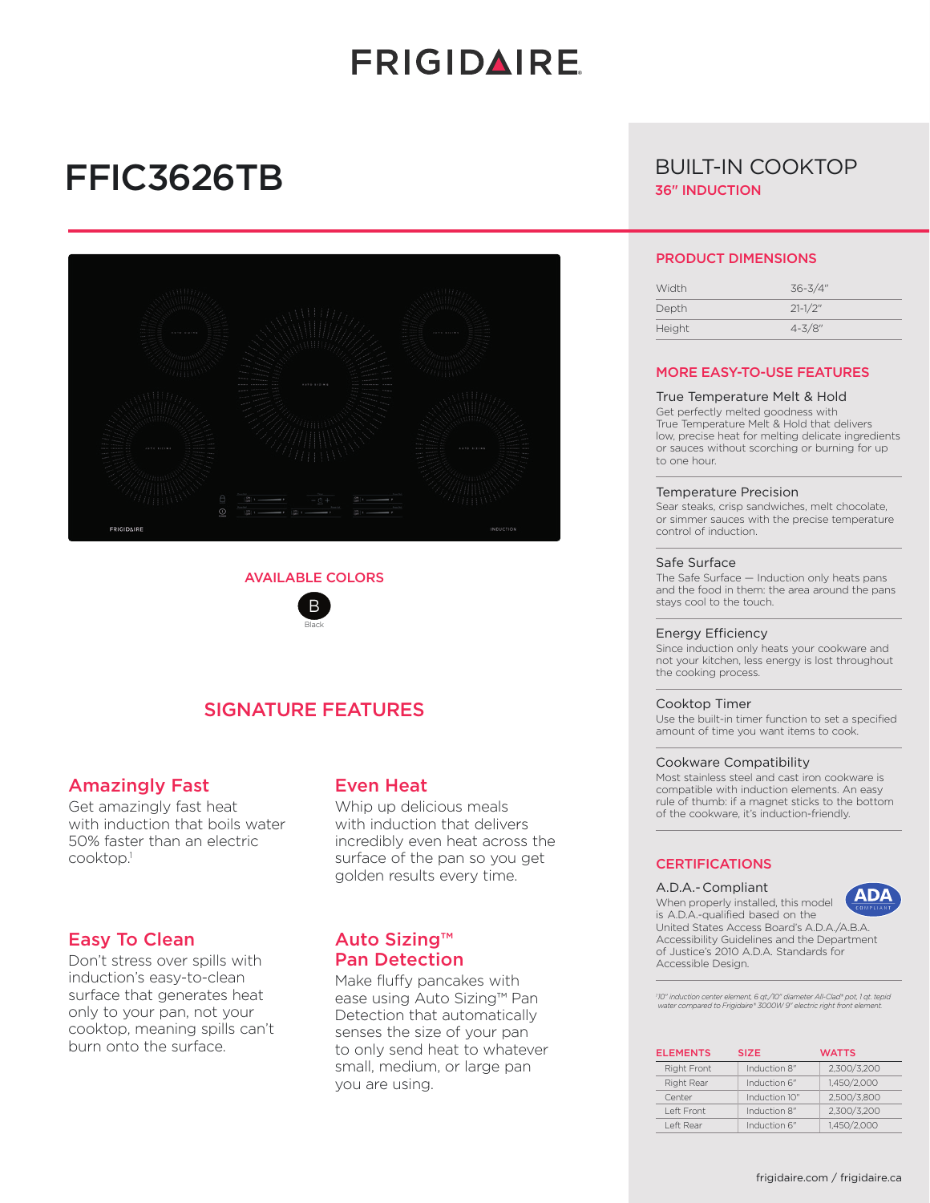# FRIGIDAIRE

# FFIC3626TB

## BUILT-IN COOKTOP

**36" INDUCTION**

### AVAILABLE COLORS

B
Black

## SIGNATURE FEATURES

### Amazingly Fast

Get amazingly fast heat with induction that boils water 50% faster than an electric cooktop.[1]

### Even Heat

Whip up delicious meals with induction that delivers incredibly even heat across the surface of the pan so you get golden results every time.

### Easy To Clean

Don't stress over spills with induction's easy-to-clean surface that generates heat only to your pan, not your cooktop, meaning spills can't burn onto the surface.

### Auto Sizing™ Pan Detection

Make fluffy pancakes with ease using Auto Sizing™ Pan Detection that automatically senses the size of your pan to only send heat to whatever small, medium, or large pan you are using.

### PRODUCT DIMENSIONS

| | |
|---|---|
| Width | 36-3/4" |
| Depth | 21-1/2" |
| Height | 4-3/8" |

### MORE EASY-TO-USE FEATURES

**True Temperature Melt & Hold**
Get perfectly melted goodness with True Temperature Melt & Hold that delivers low, precise heat for melting delicate ingredients or sauces without scorching or burning for up to one hour.

**Temperature Precision**
Sear steaks, crisp sandwiches, melt chocolate, or simmer sauces with the precise temperature control of induction.

**Safe Surface**
The Safe Surface — Induction only heats pans and the food in them: the area around the pans stays cool to the touch.

**Energy Efficiency**
Since induction only heats your cookware and not your kitchen, less energy is lost throughout the cooking process.

**Cooktop Timer**
Use the built-in timer function to set a specified amount of time you want items to cook.

**Cookware Compatibility**
Most stainless steel and cast iron cookware is compatible with induction elements. An easy rule of thumb: if a magnet sticks to the bottom of the cookware, it's induction-friendly.

### CERTIFICATIONS

**A.D.A.- Compliant**
When properly installed, this model is A.D.A.-qualified based on the United States Access Board's A.D.A./A.B.A. Accessibility Guidelines and the Department of Justice's 2010 A.D.A. Standards for Accessible Design.

ADA COMPLIANT

*[1] 10" induction center element, 6 qt./10" diameter All-Clad® pot, 1 qt. tepid water compared to Frigidaire® 3000W 9" electric right front element.*

| ELEMENTS | SIZE | WATTS |
|---|---|---|
| Right Front | Induction 8" | 2,300/3,200 |
| Right Rear | Induction 6" | 1,450/2,000 |
| Center | Induction 10" | 2,500/3,800 |
| Left Front | Induction 8" | 2,300/3,200 |
| Left Rear | Induction 6" | 1,450/2,000 |

frigidaire.com / frigidaire.ca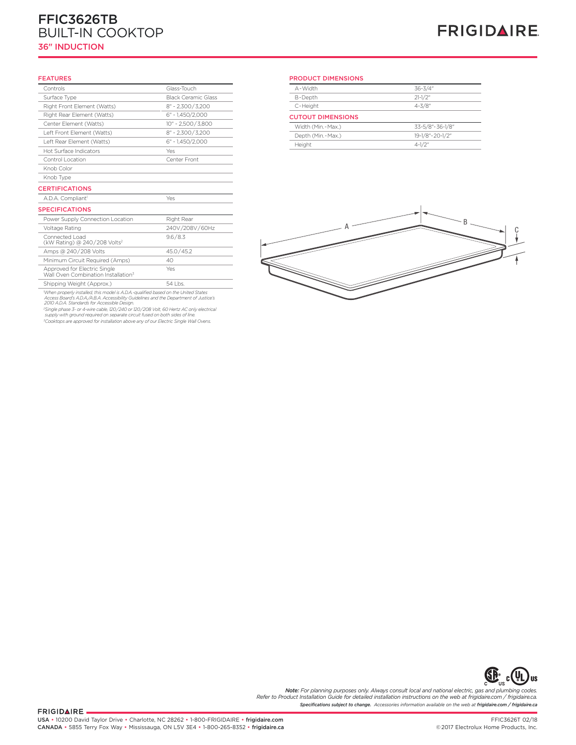# FFIC3626TB
## BUILT-IN COOKTOP
### 36" INDUCTION

FRIGIDAIRE

#### FEATURES

| | |
|---|---|
| Controls | Glass-Touch |
| Surface Type | Black Ceramic Glass |
| Right Front Element (Watts) | 8" - 2,300/3,200 |
| Right Rear Element (Watts) | 6" - 1,450/2,000 |
| Center Element (Watts) | 10" - 2,500/3,800 |
| Left Front Element (Watts) | 8" - 2,300/3,200 |
| Left Rear Element (Watts) | 6" - 1,450/2,000 |
| Hot Surface Indicators | Yes |
| Control Location | Center Front |
| Knob Color | |
| Knob Type | |

#### CERTIFICATIONS

| | |
|---|---|
| A.D.A. Compliant[1] | Yes |

#### SPECIFICATIONS

| | |
|---|---|
| Power Supply Connection Location | Right Rear |
| Voltage Rating | 240V/208V/60Hz |
| Connected Load (kW Rating) @ 240/208 Volts[2] | 9.6/8.3 |
| Amps @ 240/208 Volts | 45.0/45.2 |
| Minimum Circuit Required (Amps) | 40 |
| Approved for Electric Single Wall Oven Combination Installation[3] | Yes |
| Shipping Weight (Approx.) | 54 Lbs. |

*[1]When properly installed, this model is A.D.A.-qualified based on the United States Access Board's A.D.A./A.B.A. Accessibility Guidelines and the Department of Justice's 2010 A.D.A. Standards for Accessible Design.*

*[2]Single phase 3- or 4-wire cable, 120/240 or 120/208 Volt, 60 Hertz AC only electrical supply with ground required on separate circuit fused on both sides of line.*

*[3]Cooktops are approved for installation above any of our Electric Single Wall Ovens.*

#### PRODUCT DIMENSIONS

| | |
|---|---|
| A-Width | 36-3/4" |
| B-Depth | 21-1/2" |
| C-Height | 4-3/8" |

#### CUTOUT DIMENSIONS

| | |
|---|---|
| Width (Min.-Max.) | 33-5/8"-36-1/8" |
| Depth (Min.-Max.) | 19-1/8"-20-1/2" |
| Height | 4-1/2" |

*Note: For planning purposes only. Always consult local and national electric, gas and plumbing codes. Refer to Product Installation Guide for detailed installation instructions on the web at frigidaire.com / frigidaire.ca.*

***Specifications subject to change.** Accessories information available on the web at **frigidaire.com / frigidaire.ca***

FRIGIDAIRE

USA • 10200 David Taylor Drive • Charlotte, NC 28262 • 1-800-FRIGIDAIRE • frigidaire.com
CANADA • 5855 Terry Fox Way • Mississauga, ON L5V 3E4 • 1-800-265-8352 • frigidaire.ca

FFIC3626T 02/18
©2017 Electrolux Home Products, Inc.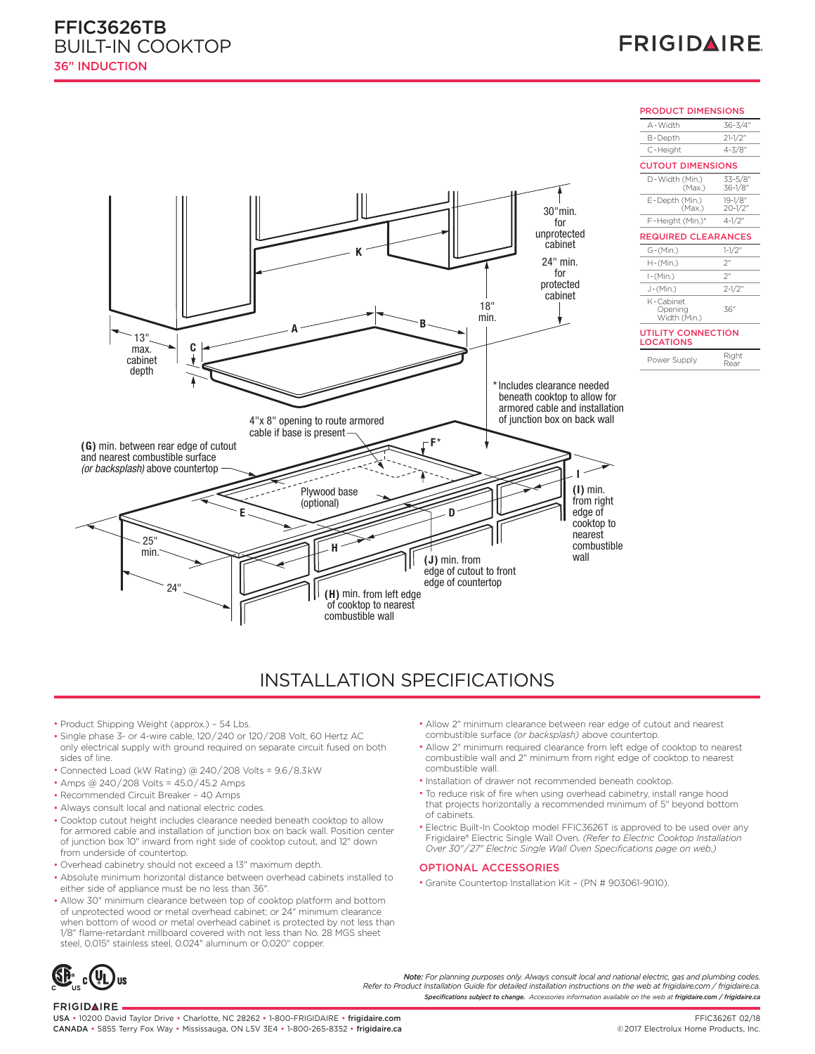# FFIC3626TB
## BUILT-IN COOKTOP
### 36" INDUCTION

FRIGIDAIRE

30" min. for unprotected cabinet

24" min. for protected cabinet

18" min.

13" max. cabinet depth

K

A

B

C

\* Includes clearance needed beneath cooktop to allow for armored cable and installation of junction box on back wall

4"x 8" opening to route armored cable if base is present

F*

(G) min. between rear edge of cutout and nearest combustible surface *(or backsplash)* above countertop

Plywood base (optional)

E

D

I

(I) min. from right edge of cooktop to nearest combustible wall

25" min.

24"

H

(J) min. from edge of cutout to front edge of countertop

(H) min. from left edge of cooktop to nearest combustible wall

### PRODUCT DIMENSIONS

| | |
|---|---|
| A - Width | 36-3/4" |
| B - Depth | 21-1/2" |
| C - Height | 4-3/8" |

### CUTOUT DIMENSIONS

| | |
|---|---|
| D - Width (Min.) | 33-5/8" |
| (Max.) | 36-1/8" |
| E - Depth (Min.) | 19-1/8" |
| (Max.) | 20-1/2" |
| F - Height (Min.)* | 4-1/2" |

### REQUIRED CLEARANCES

| | |
|---|---|
| G - (Min.) | 1-1/2" |
| H - (Min.) | 2" |
| I - (Min.) | 2" |
| J - (Min.) | 2-1/2" |
| K - Cabinet Opening Width (Min.) | 36" |

### UTILITY CONNECTION LOCATIONS

| | |
|---|---|
| Power Supply | Right Rear |

## INSTALLATION SPECIFICATIONS

- Product Shipping Weight (approx.) – 54 Lbs.
- Single phase 3- or 4-wire cable, 120/240 or 120/208 Volt, 60 Hertz AC only electrical supply with ground required on separate circuit fused on both sides of line.
- Connected Load (kW Rating) @ 240/208 Volts = 9.6/8.3 kW
- Amps @ 240/208 Volts = 45.0/45.2 Amps
- Recommended Circuit Breaker – 40 Amps
- Always consult local and national electric codes.
- Cooktop cutout height includes clearance needed beneath cooktop to allow for armored cable and installation of junction box on back wall. Position center of junction box 10" inward from right side of cooktop cutout, and 12" down from underside of countertop.
- Overhead cabinetry should not exceed a 13" maximum depth.
- Absolute minimum horizontal distance between overhead cabinets installed to either side of appliance must be no less than 36".
- Allow 30" minimum clearance between top of cooktop platform and bottom of unprotected wood or metal overhead cabinet; or 24" minimum clearance when bottom of wood or metal overhead cabinet is protected by not less than 1/8" flame-retardant millboard covered with not less than No. 28 MGS sheet steel, 0.015" stainless steel, 0.024" aluminum or 0.020" copper.
- Allow 2" minimum clearance between rear edge of cutout and nearest combustible surface *(or backsplash)* above countertop.
- Allow 2" minimum required clearance from left edge of cooktop to nearest combustible wall and 2" minimum from right edge of cooktop to nearest combustible wall.
- Installation of drawer not recommended beneath cooktop.
- To reduce risk of fire when using overhead cabinetry, install range hood that projects horizontally a recommended minimum of 5" beyond bottom of cabinets.
- Electric Built-In Cooktop model FFIC3626T is approved to be used over any Frigidaire® Electric Single Wall Oven. *(Refer to Electric Cooktop Installation Over 30"/27" Electric Single Wall Oven Specifications page on web.)*

### OPTIONAL ACCESSORIES

- Granite Countertop Installation Kit – (PN # 903061-9010).

***Note:*** *For planning purposes only. Always consult local and national electric, gas and plumbing codes. Refer to Product Installation Guide for detailed installation instructions on the web at frigidaire.com / frigidaire.ca.*

***Specifications subject to change.*** *Accessories information available on the web at* ***frigidaire.com / frigidaire.ca***

FRIGIDAIRE

USA • 10200 David Taylor Drive • Charlotte, NC 28262 • 1-800-FRIGIDAIRE • **frigidaire.com**

CANADA • 5855 Terry Fox Way • Mississauga, ON L5V 3E4 • 1-800-265-8352 • **frigidaire.ca**

FFIC3626T 02/18

©2017 Electrolux Home Products, Inc.